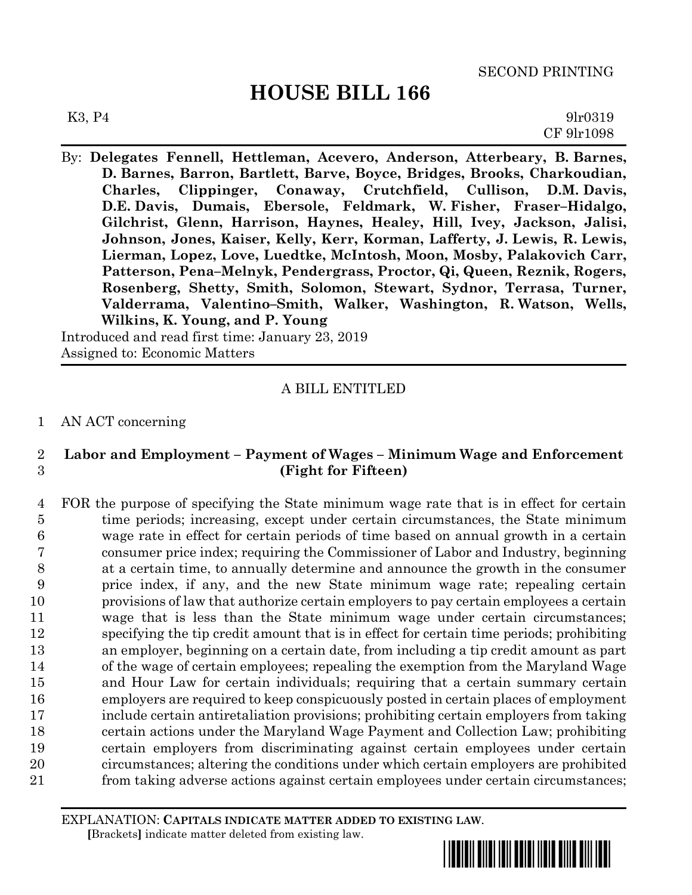SECOND PRINTING

# HOUSE BILL 166

K3, P4 9lr0319
CF 9lr1098

By: **Delegates Fennell, Hettleman, Acevero, Anderson, Atterbeary, B. Barnes, D. Barnes, Barron, Bartlett, Barve, Boyce, Bridges, Brooks, Charkoudian, Charles, Clippinger, Conaway, Crutchfield, Cullison, D.M. Davis, D.E. Davis, Dumais, Ebersole, Feldmark, W. Fisher, Fraser–Hidalgo, Gilchrist, Glenn, Harrison, Haynes, Healey, Hill, Ivey, Jackson, Jalisi, Johnson, Jones, Kaiser, Kelly, Kerr, Korman, Lafferty, J. Lewis, R. Lewis, Lierman, Lopez, Love, Luedtke, McIntosh, Moon, Mosby, Palakovich Carr, Patterson, Pena–Melnyk, Pendergrass, Proctor, Qi, Queen, Reznik, Rogers, Rosenberg, Shetty, Smith, Solomon, Stewart, Sydnor, Terrasa, Turner, Valderrama, Valentino–Smith, Walker, Washington, R. Watson, Wells, Wilkins, K. Young, and P. Young**

Introduced and read first time: January 23, 2019
Assigned to: Economic Matters

---

A BILL ENTITLED

1 AN ACT concerning

2 **Labor and Employment – Payment of Wages – Minimum Wage and Enforcement**
3 **(Fight for Fifteen)**

4 FOR the purpose of specifying the State minimum wage rate that is in effect for certain
5 time periods; increasing, except under certain circumstances, the State minimum
6 wage rate in effect for certain periods of time based on annual growth in a certain
7 consumer price index; requiring the Commissioner of Labor and Industry, beginning
8 at a certain time, to annually determine and announce the growth in the consumer
9 price index, if any, and the new State minimum wage rate; repealing certain
10 provisions of law that authorize certain employers to pay certain employees a certain
11 wage that is less than the State minimum wage under certain circumstances;
12 specifying the tip credit amount that is in effect for certain time periods; prohibiting
13 an employer, beginning on a certain date, from including a tip credit amount as part
14 of the wage of certain employees; repealing the exemption from the Maryland Wage
15 and Hour Law for certain individuals; requiring that a certain summary certain
16 employers are required to keep conspicuously posted in certain places of employment
17 include certain antiretaliation provisions; prohibiting certain employers from taking
18 certain actions under the Maryland Wage Payment and Collection Law; prohibiting
19 certain employers from discriminating against certain employees under certain
20 circumstances; altering the conditions under which certain employers are prohibited
21 from taking adverse actions against certain employees under certain circumstances;

---

EXPLANATION: **CAPITALS INDICATE MATTER ADDED TO EXISTING LAW**.
**[**Brackets**]** indicate matter deleted from existing law.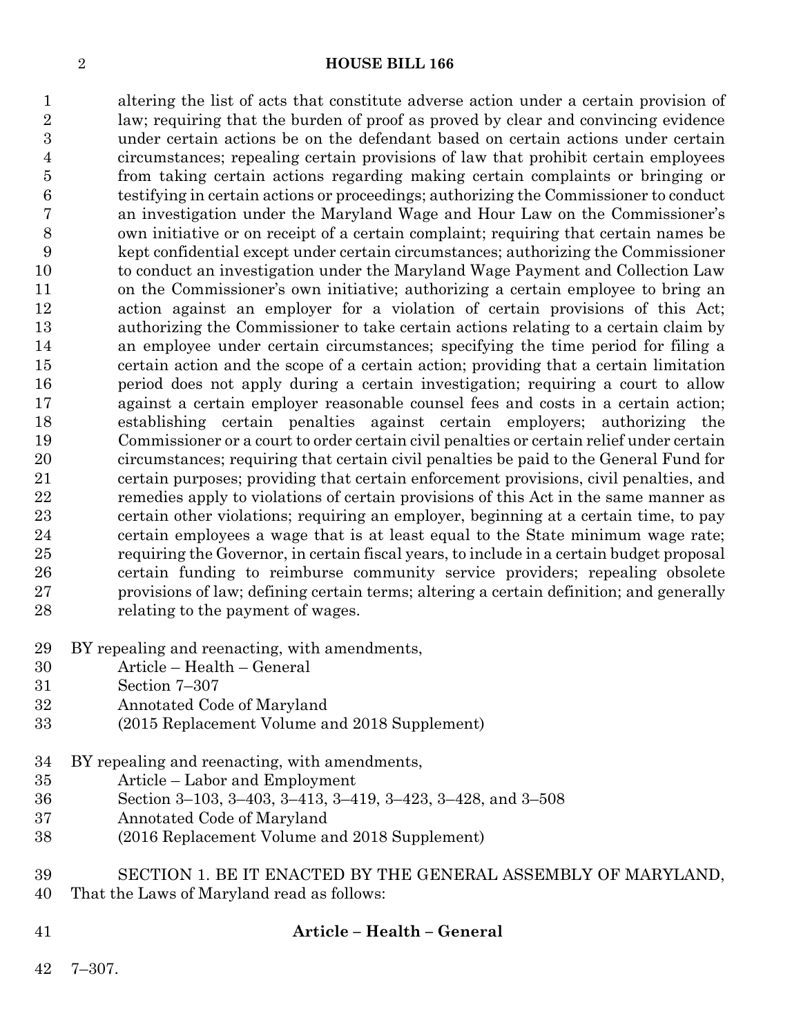altering the list of acts that constitute adverse action under a certain provision of law; requiring that the burden of proof as proved by clear and convincing evidence under certain actions be on the defendant based on certain actions under certain circumstances; repealing certain provisions of law that prohibit certain employees from taking certain actions regarding making certain complaints or bringing or testifying in certain actions or proceedings; authorizing the Commissioner to conduct an investigation under the Maryland Wage and Hour Law on the Commissioner's own initiative or on receipt of a certain complaint; requiring that certain names be kept confidential except under certain circumstances; authorizing the Commissioner to conduct an investigation under the Maryland Wage Payment and Collection Law on the Commissioner's own initiative; authorizing a certain employee to bring an action against an employer for a violation of certain provisions of this Act; authorizing the Commissioner to take certain actions relating to a certain claim by an employee under certain circumstances; specifying the time period for filing a certain action and the scope of a certain action; providing that a certain limitation period does not apply during a certain investigation; requiring a court to allow against a certain employer reasonable counsel fees and costs in a certain action; establishing certain penalties against certain employers; authorizing the Commissioner or a court to order certain civil penalties or certain relief under certain circumstances; requiring that certain civil penalties be paid to the General Fund for certain purposes; providing that certain enforcement provisions, civil penalties, and remedies apply to violations of certain provisions of this Act in the same manner as certain other violations; requiring an employer, beginning at a certain time, to pay certain employees a wage that is at least equal to the State minimum wage rate; requiring the Governor, in certain fiscal years, to include in a certain budget proposal certain funding to reimburse community service providers; repealing obsolete provisions of law; defining certain terms; altering a certain definition; and generally relating to the payment of wages.

BY repealing and reenacting, with amendments,
Article – Health – General
Section 7–307
Annotated Code of Maryland
(2015 Replacement Volume and 2018 Supplement)

BY repealing and reenacting, with amendments,
Article – Labor and Employment
Section 3–103, 3–403, 3–413, 3–419, 3–423, 3–428, and 3–508
Annotated Code of Maryland
(2016 Replacement Volume and 2018 Supplement)

SECTION 1. BE IT ENACTED BY THE GENERAL ASSEMBLY OF MARYLAND, That the Laws of Maryland read as follows:

## Article – Health – General

7–307.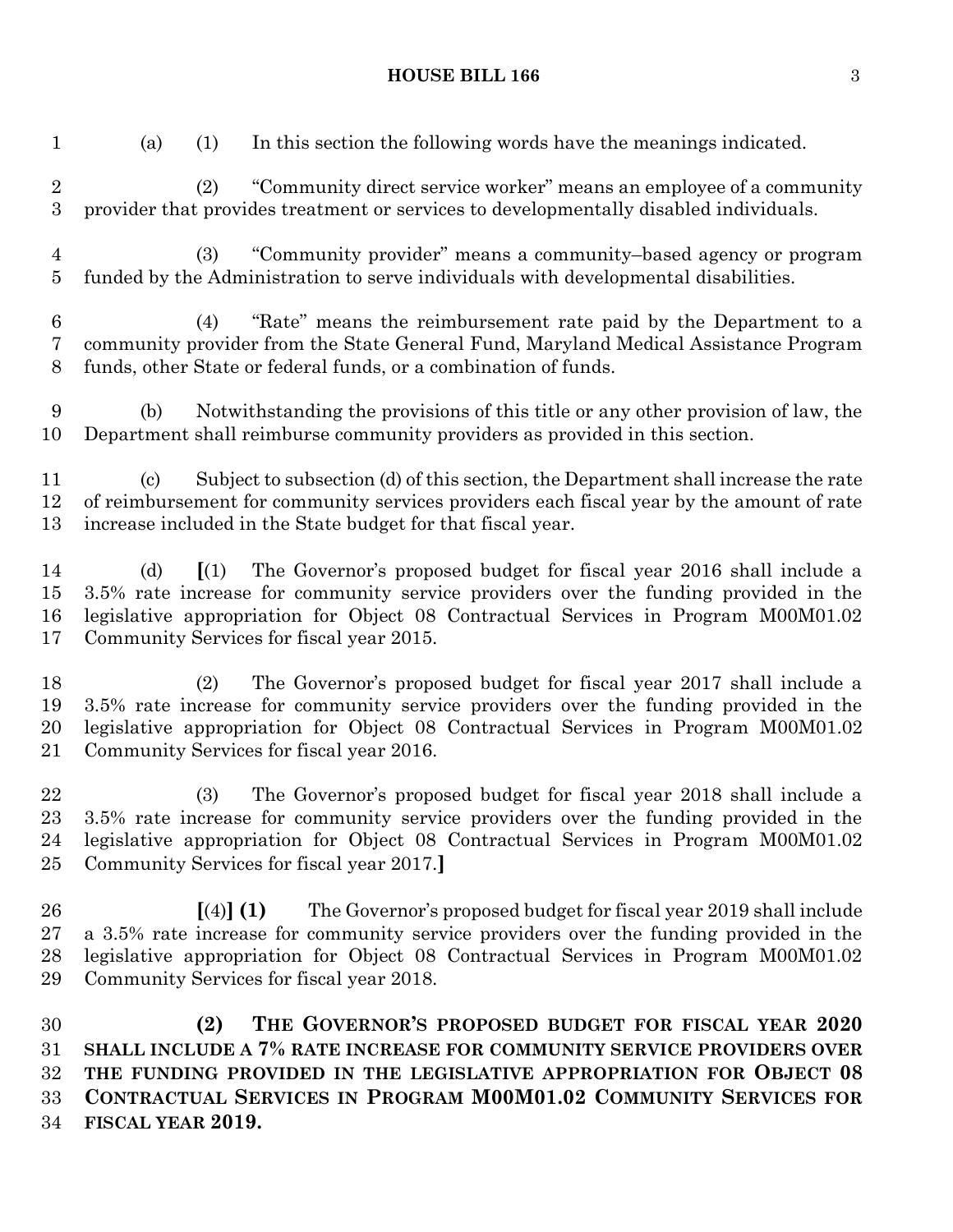(a) (1) In this section the following words have the meanings indicated.

(2) "Community direct service worker" means an employee of a community provider that provides treatment or services to developmentally disabled individuals.

(3) "Community provider" means a community–based agency or program funded by the Administration to serve individuals with developmental disabilities.

(4) "Rate" means the reimbursement rate paid by the Department to a community provider from the State General Fund, Maryland Medical Assistance Program funds, other State or federal funds, or a combination of funds.

(b) Notwithstanding the provisions of this title or any other provision of law, the Department shall reimburse community providers as provided in this section.

(c) Subject to subsection (d) of this section, the Department shall increase the rate of reimbursement for community services providers each fiscal year by the amount of rate increase included in the State budget for that fiscal year.

(d) **[**(1) The Governor's proposed budget for fiscal year 2016 shall include a 3.5% rate increase for community service providers over the funding provided in the legislative appropriation for Object 08 Contractual Services in Program M00M01.02 Community Services for fiscal year 2015.

(2) The Governor's proposed budget for fiscal year 2017 shall include a 3.5% rate increase for community service providers over the funding provided in the legislative appropriation for Object 08 Contractual Services in Program M00M01.02 Community Services for fiscal year 2016.

(3) The Governor's proposed budget for fiscal year 2018 shall include a 3.5% rate increase for community service providers over the funding provided in the legislative appropriation for Object 08 Contractual Services in Program M00M01.02 Community Services for fiscal year 2017.**]**

**[**(4)**] (1)** The Governor's proposed budget for fiscal year 2019 shall include a 3.5% rate increase for community service providers over the funding provided in the legislative appropriation for Object 08 Contractual Services in Program M00M01.02 Community Services for fiscal year 2018.

**(2) THE GOVERNOR'S PROPOSED BUDGET FOR FISCAL YEAR 2020 SHALL INCLUDE A 7% RATE INCREASE FOR COMMUNITY SERVICE PROVIDERS OVER THE FUNDING PROVIDED IN THE LEGISLATIVE APPROPRIATION FOR OBJECT 08 CONTRACTUAL SERVICES IN PROGRAM M00M01.02 COMMUNITY SERVICES FOR FISCAL YEAR 2019.**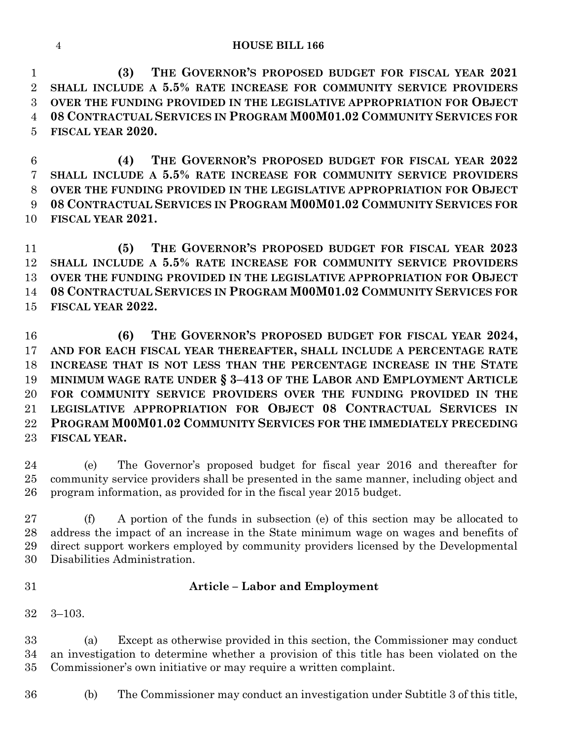**(3) THE GOVERNOR'S PROPOSED BUDGET FOR FISCAL YEAR 2021 SHALL INCLUDE A 5.5% RATE INCREASE FOR COMMUNITY SERVICE PROVIDERS OVER THE FUNDING PROVIDED IN THE LEGISLATIVE APPROPRIATION FOR OBJECT 08 CONTRACTUAL SERVICES IN PROGRAM M00M01.02 COMMUNITY SERVICES FOR FISCAL YEAR 2020.**

**(4) THE GOVERNOR'S PROPOSED BUDGET FOR FISCAL YEAR 2022 SHALL INCLUDE A 5.5% RATE INCREASE FOR COMMUNITY SERVICE PROVIDERS OVER THE FUNDING PROVIDED IN THE LEGISLATIVE APPROPRIATION FOR OBJECT 08 CONTRACTUAL SERVICES IN PROGRAM M00M01.02 COMMUNITY SERVICES FOR FISCAL YEAR 2021.**

**(5) THE GOVERNOR'S PROPOSED BUDGET FOR FISCAL YEAR 2023 SHALL INCLUDE A 5.5% RATE INCREASE FOR COMMUNITY SERVICE PROVIDERS OVER THE FUNDING PROVIDED IN THE LEGISLATIVE APPROPRIATION FOR OBJECT 08 CONTRACTUAL SERVICES IN PROGRAM M00M01.02 COMMUNITY SERVICES FOR FISCAL YEAR 2022.**

**(6) THE GOVERNOR'S PROPOSED BUDGET FOR FISCAL YEAR 2024, AND FOR EACH FISCAL YEAR THEREAFTER, SHALL INCLUDE A PERCENTAGE RATE INCREASE THAT IS NOT LESS THAN THE PERCENTAGE INCREASE IN THE STATE MINIMUM WAGE RATE UNDER § 3–413 OF THE LABOR AND EMPLOYMENT ARTICLE FOR COMMUNITY SERVICE PROVIDERS OVER THE FUNDING PROVIDED IN THE LEGISLATIVE APPROPRIATION FOR OBJECT 08 CONTRACTUAL SERVICES IN PROGRAM M00M01.02 COMMUNITY SERVICES FOR THE IMMEDIATELY PRECEDING FISCAL YEAR.**

(e) The Governor's proposed budget for fiscal year 2016 and thereafter for community service providers shall be presented in the same manner, including object and program information, as provided for in the fiscal year 2015 budget.

(f) A portion of the funds in subsection (e) of this section may be allocated to address the impact of an increase in the State minimum wage on wages and benefits of direct support workers employed by community providers licensed by the Developmental Disabilities Administration.

**Article – Labor and Employment**

3–103.

(a) Except as otherwise provided in this section, the Commissioner may conduct an investigation to determine whether a provision of this title has been violated on the Commissioner's own initiative or may require a written complaint.

(b) The Commissioner may conduct an investigation under Subtitle 3 of this title,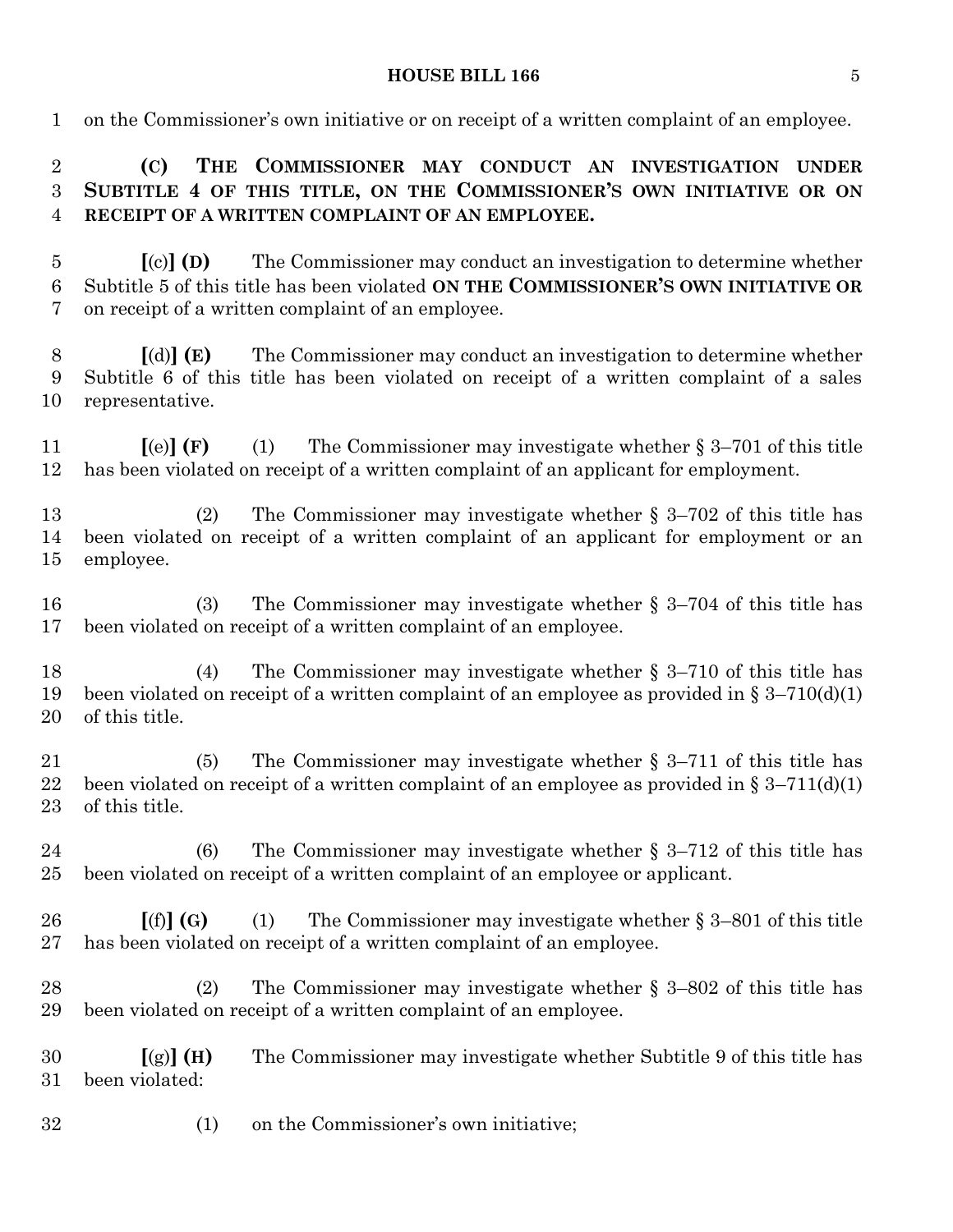on the Commissioner's own initiative or on receipt of a written complaint of an employee.

**(C) THE COMMISSIONER MAY CONDUCT AN INVESTIGATION UNDER SUBTITLE 4 OF THIS TITLE, ON THE COMMISSIONER'S OWN INITIATIVE OR ON RECEIPT OF A WRITTEN COMPLAINT OF AN EMPLOYEE.**

**[**(c)**] (D)** The Commissioner may conduct an investigation to determine whether Subtitle 5 of this title has been violated **ON THE COMMISSIONER'S OWN INITIATIVE OR** on receipt of a written complaint of an employee.

**[**(d)**] (E)** The Commissioner may conduct an investigation to determine whether Subtitle 6 of this title has been violated on receipt of a written complaint of a sales representative.

**[**(e)**] (F)** (1) The Commissioner may investigate whether § 3–701 of this title has been violated on receipt of a written complaint of an applicant for employment.

(2) The Commissioner may investigate whether § 3–702 of this title has been violated on receipt of a written complaint of an applicant for employment or an employee.

(3) The Commissioner may investigate whether § 3–704 of this title has been violated on receipt of a written complaint of an employee.

(4) The Commissioner may investigate whether § 3–710 of this title has been violated on receipt of a written complaint of an employee as provided in § 3–710(d)(1) of this title.

(5) The Commissioner may investigate whether § 3–711 of this title has been violated on receipt of a written complaint of an employee as provided in § 3–711(d)(1) of this title.

(6) The Commissioner may investigate whether § 3–712 of this title has been violated on receipt of a written complaint of an employee or applicant.

**[**(f)**] (G)** (1) The Commissioner may investigate whether § 3–801 of this title has been violated on receipt of a written complaint of an employee.

(2) The Commissioner may investigate whether § 3–802 of this title has been violated on receipt of a written complaint of an employee.

**[**(g)**] (H)** The Commissioner may investigate whether Subtitle 9 of this title has been violated:

(1) on the Commissioner's own initiative;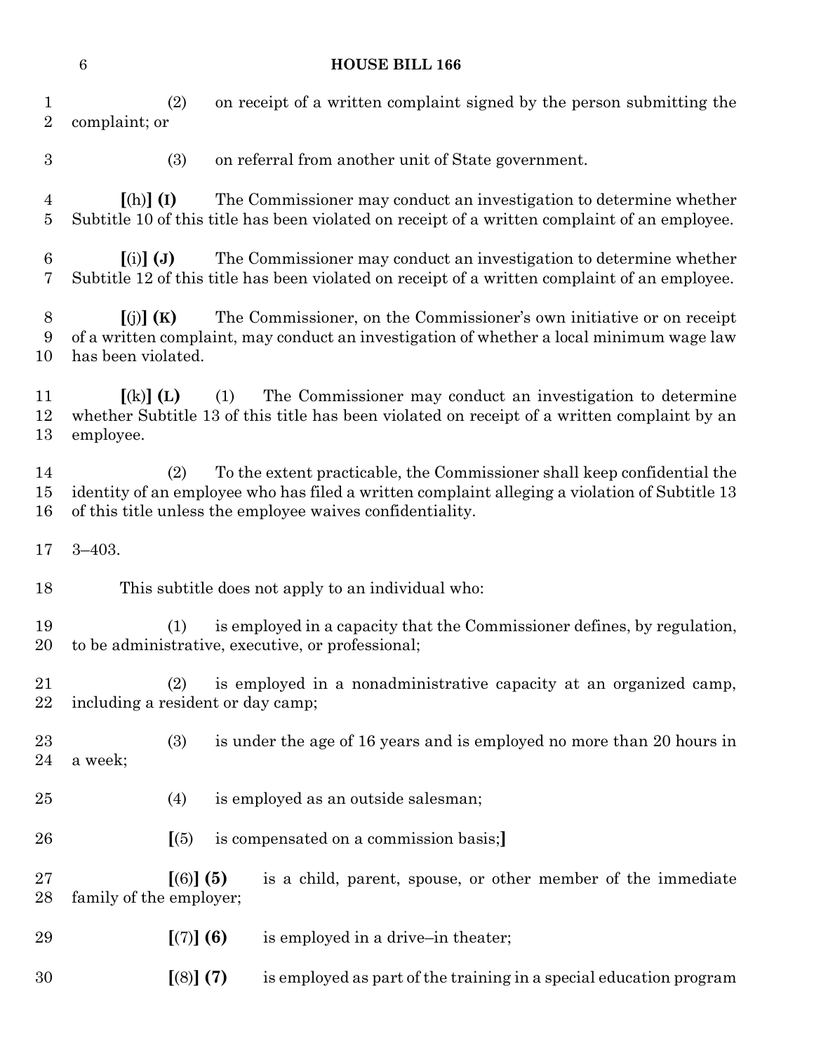(2) on receipt of a written complaint signed by the person submitting the complaint; or

(3) on referral from another unit of State government.

**[**(h)**] (I)** The Commissioner may conduct an investigation to determine whether Subtitle 10 of this title has been violated on receipt of a written complaint of an employee.

**[**(i)**] (J)** The Commissioner may conduct an investigation to determine whether Subtitle 12 of this title has been violated on receipt of a written complaint of an employee.

**[**(j)**] (K)** The Commissioner, on the Commissioner's own initiative or on receipt of a written complaint, may conduct an investigation of whether a local minimum wage law has been violated.

**[**(k)**] (L)** (1) The Commissioner may conduct an investigation to determine whether Subtitle 13 of this title has been violated on receipt of a written complaint by an employee.

(2) To the extent practicable, the Commissioner shall keep confidential the identity of an employee who has filed a written complaint alleging a violation of Subtitle 13 of this title unless the employee waives confidentiality.

3–403.

This subtitle does not apply to an individual who:

(1) is employed in a capacity that the Commissioner defines, by regulation, to be administrative, executive, or professional;

(2) is employed in a nonadministrative capacity at an organized camp, including a resident or day camp;

(3) is under the age of 16 years and is employed no more than 20 hours in a week;

(4) is employed as an outside salesman;

**[**(5) is compensated on a commission basis;**]**

**[**(6)**] (5)** is a child, parent, spouse, or other member of the immediate family of the employer;

**[**(7)**] (6)** is employed in a drive–in theater;

**[**(8)**] (7)** is employed as part of the training in a special education program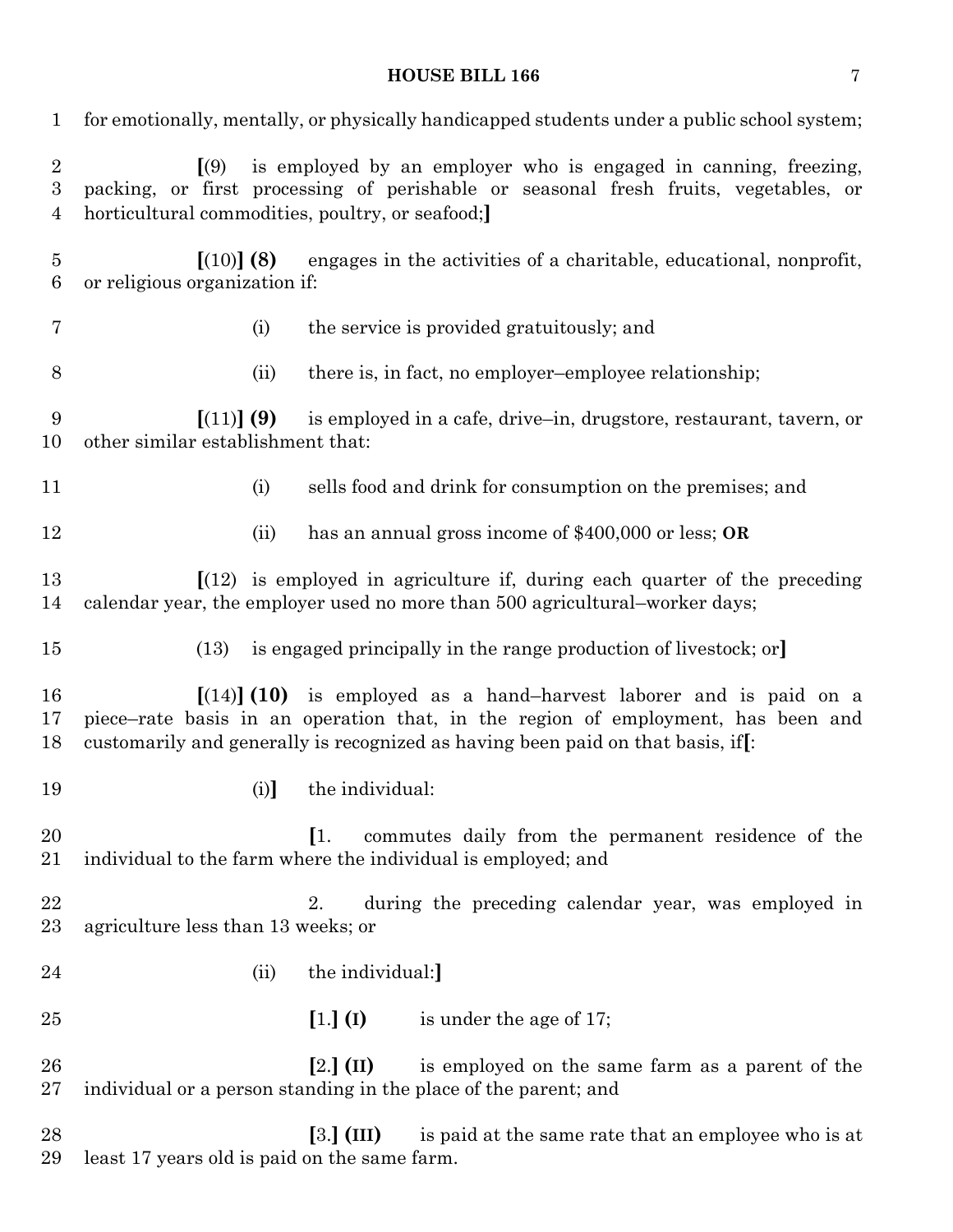for emotionally, mentally, or physically handicapped students under a public school system;

[(9) is employed by an employer who is engaged in canning, freezing, packing, or first processing of perishable or seasonal fresh fruits, vegetables, or horticultural commodities, poultry, or seafood;]

[(10)] **(8)** engages in the activities of a charitable, educational, nonprofit, or religious organization if:

(i) the service is provided gratuitously; and

(ii) there is, in fact, no employer–employee relationship;

[(11)] **(9)** is employed in a cafe, drive–in, drugstore, restaurant, tavern, or other similar establishment that:

(i) sells food and drink for consumption on the premises; and

(ii) has an annual gross income of $400,000 or less; **OR**

[(12) is employed in agriculture if, during each quarter of the preceding calendar year, the employer used no more than 500 agricultural–worker days;

(13) is engaged principally in the range production of livestock; or]

[(14)] **(10)** is employed as a hand–harvest laborer and is paid on a piece–rate basis in an operation that, in the region of employment, has been and customarily and generally is recognized as having been paid on that basis, if[:

(i)] the individual:

[1. commutes daily from the permanent residence of the individual to the farm where the individual is employed; and

2. during the preceding calendar year, was employed in agriculture less than 13 weeks; or

(ii) the individual:]

[1.] **(I)** is under the age of 17;

[2.] **(II)** is employed on the same farm as a parent of the individual or a person standing in the place of the parent; and

[3.] **(III)** is paid at the same rate that an employee who is at least 17 years old is paid on the same farm.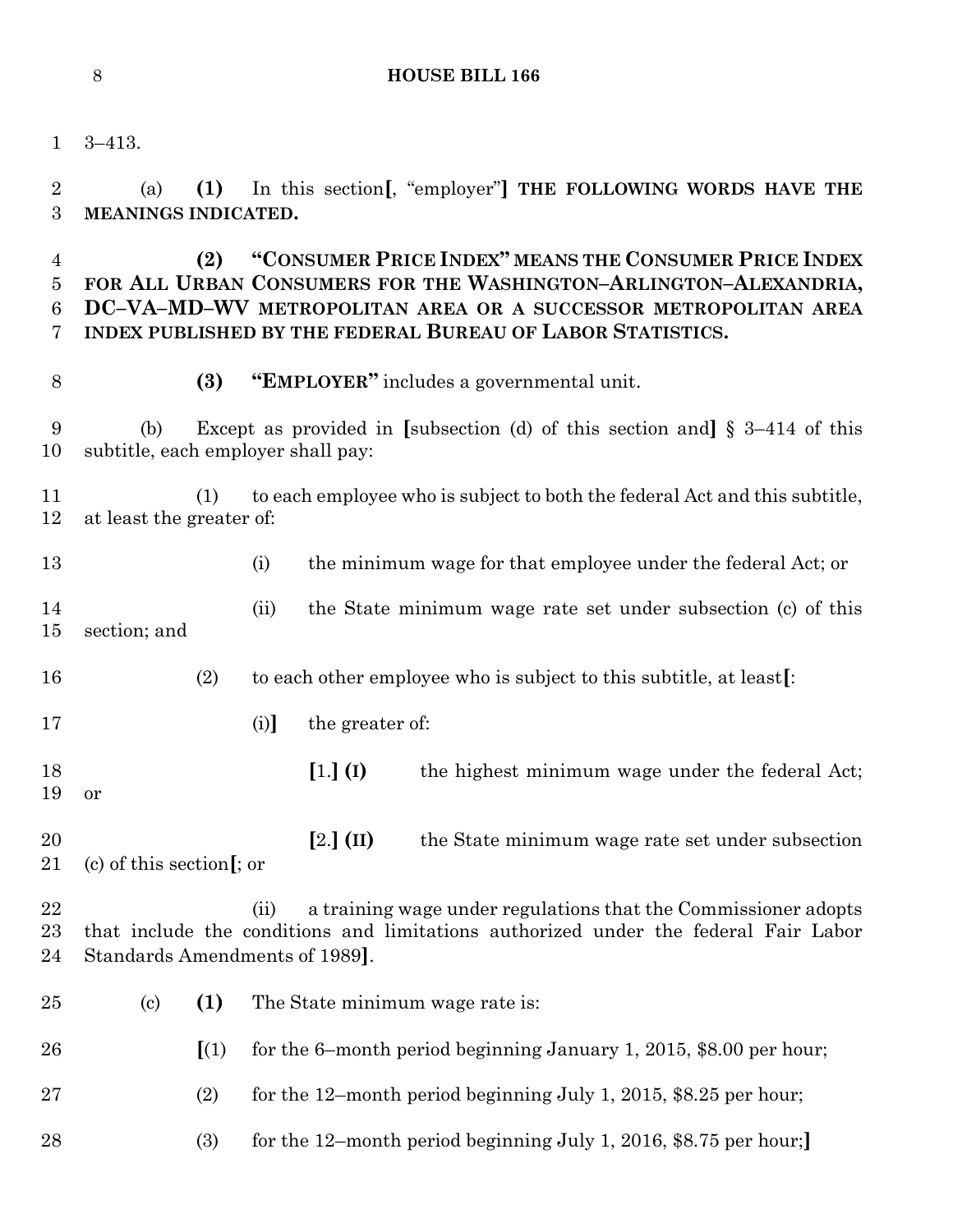3–413.

(a) **(1)** In this section[, “employer”] **THE FOLLOWING WORDS HAVE THE MEANINGS INDICATED.**

**(2) “CONSUMER PRICE INDEX” MEANS THE CONSUMER PRICE INDEX FOR ALL URBAN CONSUMERS FOR THE WASHINGTON–ARLINGTON–ALEXANDRIA, DC–VA–MD–WV METROPOLITAN AREA OR A SUCCESSOR METROPOLITAN AREA INDEX PUBLISHED BY THE FEDERAL BUREAU OF LABOR STATISTICS.**

**(3) “EMPLOYER”** includes a governmental unit.

(b) Except as provided in [subsection (d) of this section and] § 3–414 of this subtitle, each employer shall pay:

(1) to each employee who is subject to both the federal Act and this subtitle, at least the greater of:

(i) the minimum wage for that employee under the federal Act; or

(ii) the State minimum wage rate set under subsection (c) of this section; and

(2) to each other employee who is subject to this subtitle, at least[:

(i)] the greater of:

[1.] **(I)** the highest minimum wage under the federal Act; or

[2.] **(II)** the State minimum wage rate set under subsection (c) of this section[; or

(ii) a training wage under regulations that the Commissioner adopts that include the conditions and limitations authorized under the federal Fair Labor Standards Amendments of 1989].

(c) **(1)** The State minimum wage rate is:

[(1) for the 6–month period beginning January 1, 2015, \$8.00 per hour;

(2) for the 12–month period beginning July 1, 2015, \$8.25 per hour;

(3) for the 12–month period beginning July 1, 2016, \$8.75 per hour;]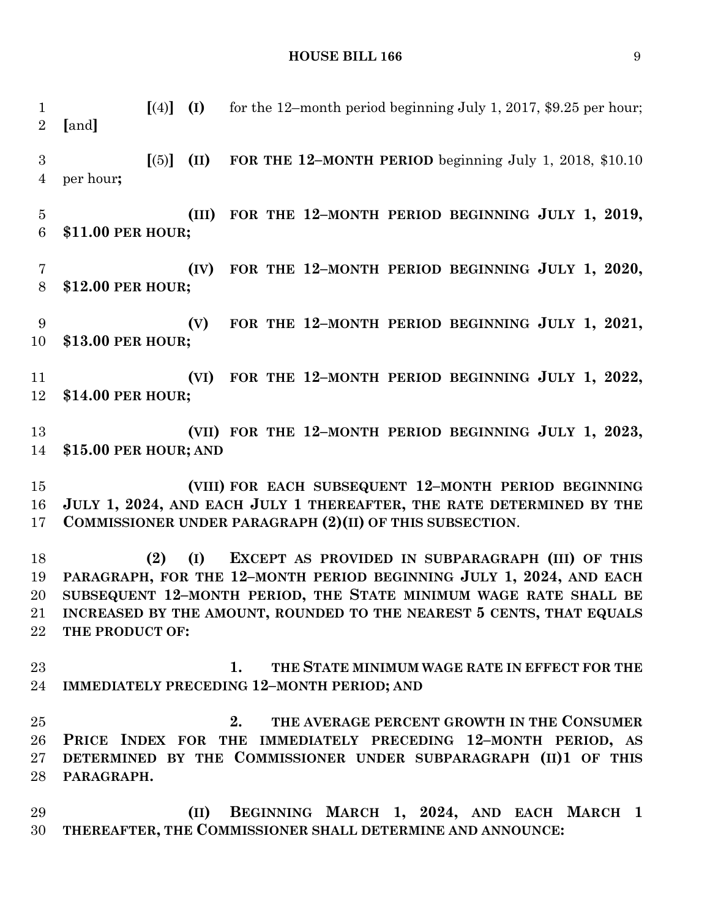[(4)] **(I)** for the 12–month period beginning July 1, 2017, $9.25 per hour; [and]

[(5)] **(II)** **FOR THE 12–MONTH PERIOD** beginning July 1, 2018, $10.10 per hour**;**

**(III) FOR THE 12–MONTH PERIOD BEGINNING JULY 1, 2019, $11.00 PER HOUR;**

**(IV) FOR THE 12–MONTH PERIOD BEGINNING JULY 1, 2020, $12.00 PER HOUR;**

**(V) FOR THE 12–MONTH PERIOD BEGINNING JULY 1, 2021, $13.00 PER HOUR;**

**(VI) FOR THE 12–MONTH PERIOD BEGINNING JULY 1, 2022, $14.00 PER HOUR;**

**(VII) FOR THE 12–MONTH PERIOD BEGINNING JULY 1, 2023, $15.00 PER HOUR; AND**

**(VIII) FOR EACH SUBSEQUENT 12–MONTH PERIOD BEGINNING JULY 1, 2024, AND EACH JULY 1 THEREAFTER, THE RATE DETERMINED BY THE COMMISSIONER UNDER PARAGRAPH (2)(II) OF THIS SUBSECTION**.

**(2) (I) EXCEPT AS PROVIDED IN SUBPARAGRAPH (III) OF THIS PARAGRAPH, FOR THE 12–MONTH PERIOD BEGINNING JULY 1, 2024, AND EACH SUBSEQUENT 12–MONTH PERIOD, THE STATE MINIMUM WAGE RATE SHALL BE INCREASED BY THE AMOUNT, ROUNDED TO THE NEAREST 5 CENTS, THAT EQUALS THE PRODUCT OF:**

**1. THE STATE MINIMUM WAGE RATE IN EFFECT FOR THE IMMEDIATELY PRECEDING 12–MONTH PERIOD; AND**

**2. THE AVERAGE PERCENT GROWTH IN THE CONSUMER PRICE INDEX FOR THE IMMEDIATELY PRECEDING 12–MONTH PERIOD, AS DETERMINED BY THE COMMISSIONER UNDER SUBPARAGRAPH (II)1 OF THIS PARAGRAPH.**

**(II) BEGINNING MARCH 1, 2024, AND EACH MARCH 1 THEREAFTER, THE COMMISSIONER SHALL DETERMINE AND ANNOUNCE:**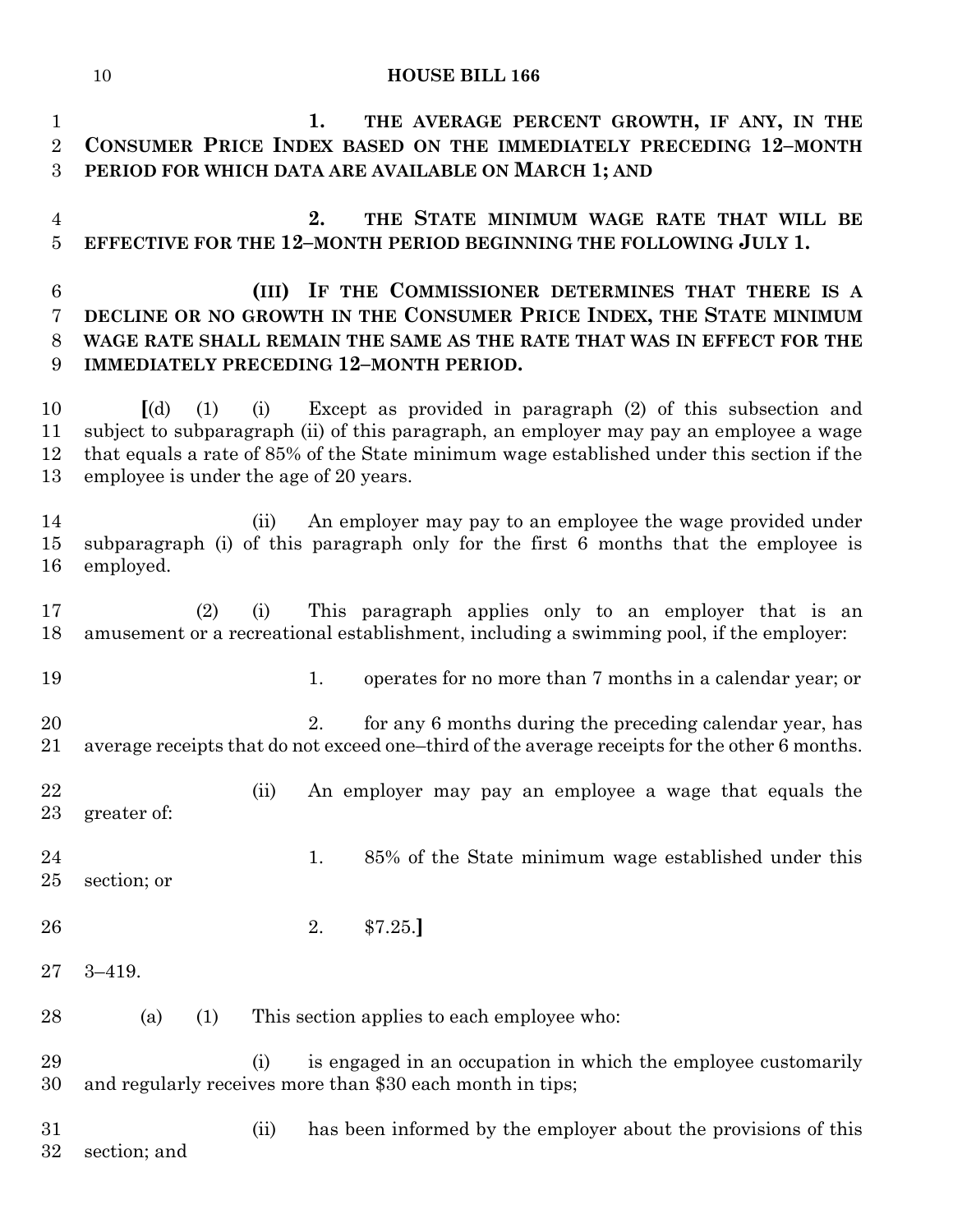1. THE AVERAGE PERCENT GROWTH, IF ANY, IN THE CONSUMER PRICE INDEX BASED ON THE IMMEDIATELY PRECEDING 12–MONTH PERIOD FOR WHICH DATA ARE AVAILABLE ON MARCH 1; AND

2. THE STATE MINIMUM WAGE RATE THAT WILL BE EFFECTIVE FOR THE 12–MONTH PERIOD BEGINNING THE FOLLOWING JULY 1.

**(III) IF THE COMMISSIONER DETERMINES THAT THERE IS A DECLINE OR NO GROWTH IN THE CONSUMER PRICE INDEX, THE STATE MINIMUM WAGE RATE SHALL REMAIN THE SAME AS THE RATE THAT WAS IN EFFECT FOR THE IMMEDIATELY PRECEDING 12–MONTH PERIOD.**

**[**(d) (1) (i) Except as provided in paragraph (2) of this subsection and subject to subparagraph (ii) of this paragraph, an employer may pay an employee a wage that equals a rate of 85% of the State minimum wage established under this section if the employee is under the age of 20 years.

(ii) An employer may pay to an employee the wage provided under subparagraph (i) of this paragraph only for the first 6 months that the employee is employed.

(2) (i) This paragraph applies only to an employer that is an amusement or a recreational establishment, including a swimming pool, if the employer:

1. operates for no more than 7 months in a calendar year; or

2. for any 6 months during the preceding calendar year, has average receipts that do not exceed one–third of the average receipts for the other 6 months.

(ii) An employer may pay an employee a wage that equals the greater of:

1. 85% of the State minimum wage established under this section; or

2. $7.25.**]**

3–419.

(a) (1) This section applies to each employee who:

(i) is engaged in an occupation in which the employee customarily and regularly receives more than $30 each month in tips;

(ii) has been informed by the employer about the provisions of this section; and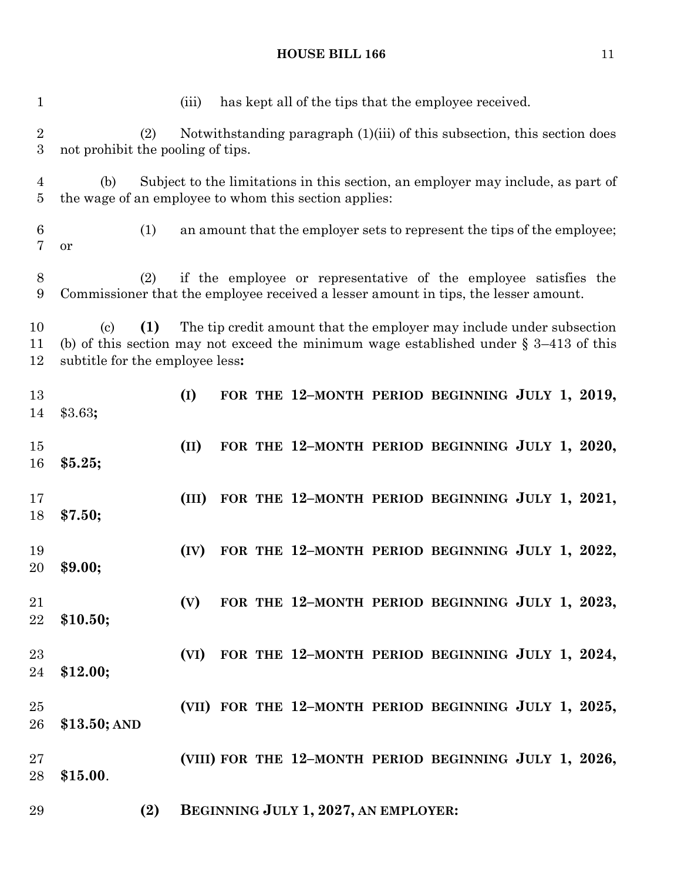(iii) has kept all of the tips that the employee received.

(2) Notwithstanding paragraph (1)(iii) of this subsection, this section does not prohibit the pooling of tips.

(b) Subject to the limitations in this section, an employer may include, as part of the wage of an employee to whom this section applies:

(1) an amount that the employer sets to represent the tips of the employee; or

(2) if the employee or representative of the employee satisfies the Commissioner that the employee received a lesser amount in tips, the lesser amount.

(c) **(1)** The tip credit amount that the employer may include under subsection (b) of this section may not exceed the minimum wage established under § 3–413 of this subtitle for the employee less**:**

**(I) FOR THE 12–MONTH PERIOD BEGINNING JULY 1, 2019,** $3.63**;**

**(II) FOR THE 12–MONTH PERIOD BEGINNING JULY 1, 2020, $5.25;**

**(III) FOR THE 12–MONTH PERIOD BEGINNING JULY 1, 2021, $7.50;**

**(IV) FOR THE 12–MONTH PERIOD BEGINNING JULY 1, 2022, $9.00;**

**(V) FOR THE 12–MONTH PERIOD BEGINNING JULY 1, 2023, $10.50;**

**(VI) FOR THE 12–MONTH PERIOD BEGINNING JULY 1, 2024, $12.00;**

**(VII) FOR THE 12–MONTH PERIOD BEGINNING JULY 1, 2025, $13.50; AND**

**(VIII) FOR THE 12–MONTH PERIOD BEGINNING JULY 1, 2026, $15.00**.

**(2) BEGINNING JULY 1, 2027, AN EMPLOYER:**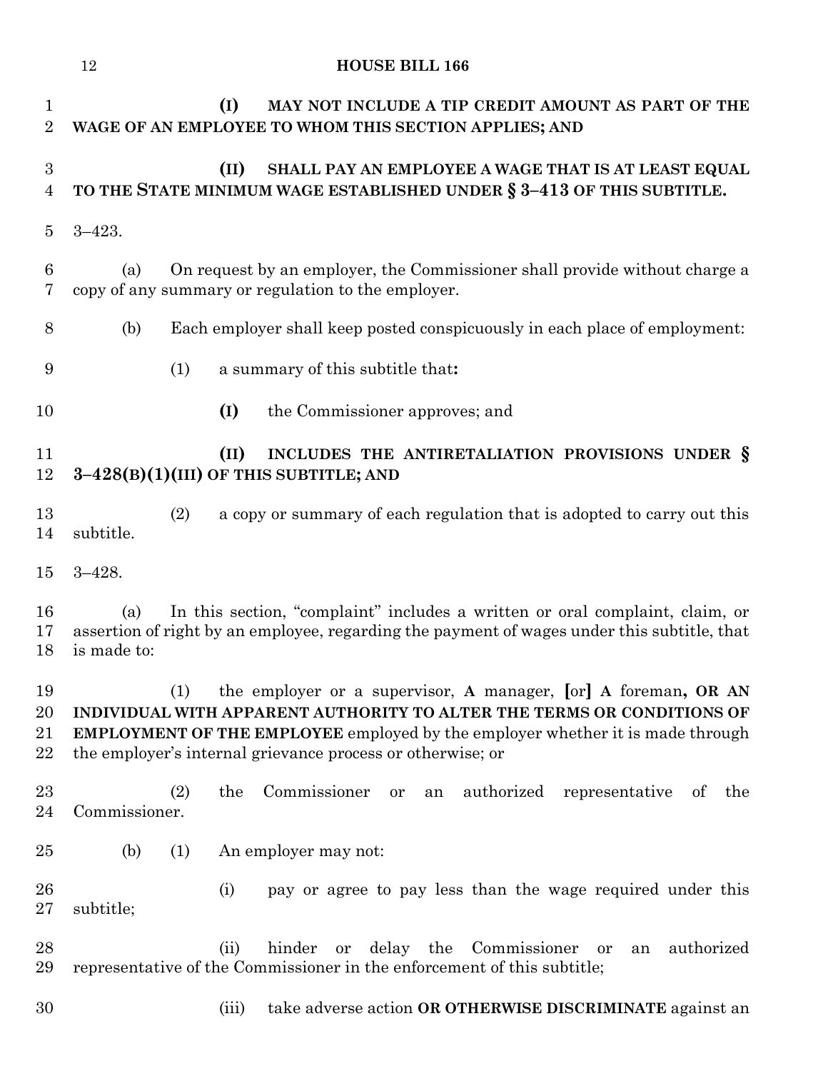(I) MAY NOT INCLUDE A TIP CREDIT AMOUNT AS PART OF THE WAGE OF AN EMPLOYEE TO WHOM THIS SECTION APPLIES; AND

(II) SHALL PAY AN EMPLOYEE A WAGE THAT IS AT LEAST EQUAL TO THE STATE MINIMUM WAGE ESTABLISHED UNDER § 3–413 OF THIS SUBTITLE.

3–423.

(a) On request by an employer, the Commissioner shall provide without charge a copy of any summary or regulation to the employer.

(b) Each employer shall keep posted conspicuously in each place of employment:

(1) a summary of this subtitle that**:**

**(I)** the Commissioner approves; and

**(II) INCLUDES THE ANTIRETALIATION PROVISIONS UNDER § 3–428(B)(1)(III) OF THIS SUBTITLE; AND**

(2) a copy or summary of each regulation that is adopted to carry out this subtitle.

3–428.

(a) In this section, "complaint" includes a written or oral complaint, claim, or assertion of right by an employee, regarding the payment of wages under this subtitle, that is made to:

(1) the employer or a supervisor, **A** manager, **[**or**]** **A** foreman**, OR AN INDIVIDUAL WITH APPARENT AUTHORITY TO ALTER THE TERMS OR CONDITIONS OF EMPLOYMENT OF THE EMPLOYEE** employed by the employer whether it is made through the employer's internal grievance process or otherwise; or

(2) the Commissioner or an authorized representative of the Commissioner.

(b) (1) An employer may not:

(i) pay or agree to pay less than the wage required under this subtitle;

(ii) hinder or delay the Commissioner or an authorized representative of the Commissioner in the enforcement of this subtitle;

(iii) take adverse action **OR OTHERWISE DISCRIMINATE** against an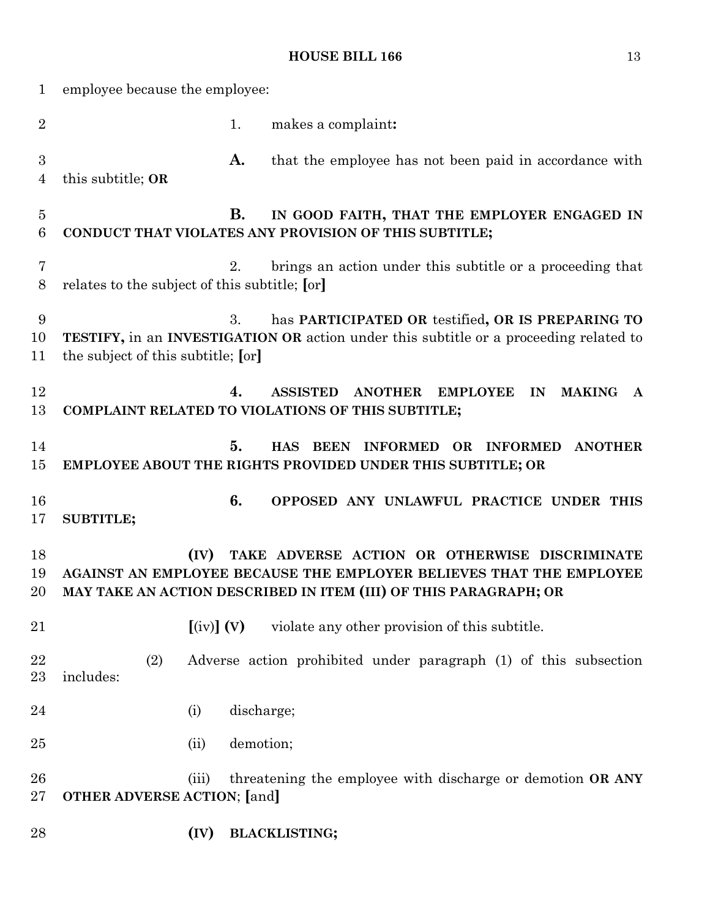employee because the employee:

1. makes a complaint**:**

**A.** that the employee has not been paid in accordance with this subtitle; **OR**

**B. IN GOOD FAITH, THAT THE EMPLOYER ENGAGED IN CONDUCT THAT VIOLATES ANY PROVISION OF THIS SUBTITLE;**

2. brings an action under this subtitle or a proceeding that relates to the subject of this subtitle; **[**or**]**

3. has **PARTICIPATED OR** testified**, OR IS PREPARING TO TESTIFY,** in an **INVESTIGATION OR** action under this subtitle or a proceeding related to the subject of this subtitle; **[**or**]**

**4. ASSISTED ANOTHER EMPLOYEE IN MAKING A COMPLAINT RELATED TO VIOLATIONS OF THIS SUBTITLE;**

**5. HAS BEEN INFORMED OR INFORMED ANOTHER EMPLOYEE ABOUT THE RIGHTS PROVIDED UNDER THIS SUBTITLE; OR**

**6. OPPOSED ANY UNLAWFUL PRACTICE UNDER THIS SUBTITLE;**

**(IV) TAKE ADVERSE ACTION OR OTHERWISE DISCRIMINATE AGAINST AN EMPLOYEE BECAUSE THE EMPLOYER BELIEVES THAT THE EMPLOYEE MAY TAKE AN ACTION DESCRIBED IN ITEM (III) OF THIS PARAGRAPH; OR**

**[**(iv)**] (V)** violate any other provision of this subtitle.

(2) Adverse action prohibited under paragraph (1) of this subsection includes:

(i) discharge;

(ii) demotion;

(iii) threatening the employee with discharge or demotion **OR ANY OTHER ADVERSE ACTION**; **[**and**]**

**(IV) BLACKLISTING;**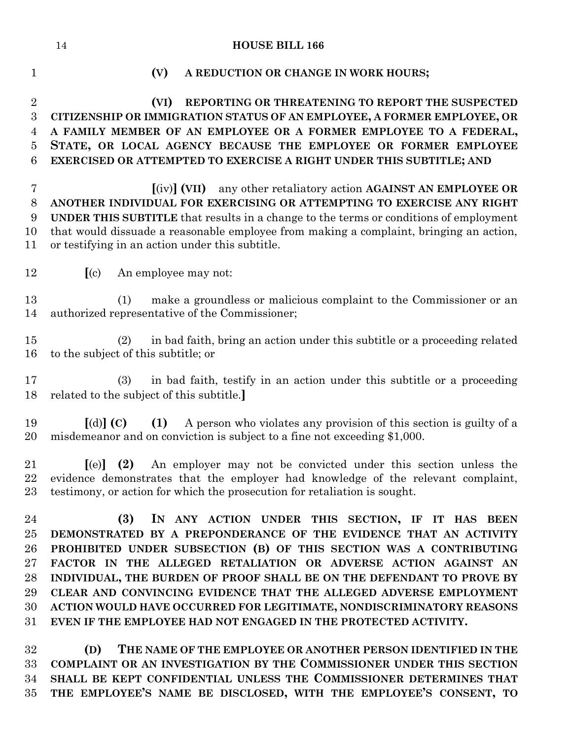(V) A REDUCTION OR CHANGE IN WORK HOURS;

(VI) REPORTING OR THREATENING TO REPORT THE SUSPECTED CITIZENSHIP OR IMMIGRATION STATUS OF AN EMPLOYEE, A FORMER EMPLOYEE, OR A FAMILY MEMBER OF AN EMPLOYEE OR A FORMER EMPLOYEE TO A FEDERAL, STATE, OR LOCAL AGENCY BECAUSE THE EMPLOYEE OR FORMER EMPLOYEE EXERCISED OR ATTEMPTED TO EXERCISE A RIGHT UNDER THIS SUBTITLE; AND

[(iv)] (VII) any other retaliatory action AGAINST AN EMPLOYEE OR ANOTHER INDIVIDUAL FOR EXERCISING OR ATTEMPTING TO EXERCISE ANY RIGHT UNDER THIS SUBTITLE that results in a change to the terms or conditions of employment that would dissuade a reasonable employee from making a complaint, bringing an action, or testifying in an action under this subtitle.

[(c) An employee may not:

(1) make a groundless or malicious complaint to the Commissioner or an authorized representative of the Commissioner;

(2) in bad faith, bring an action under this subtitle or a proceeding related to the subject of this subtitle; or

(3) in bad faith, testify in an action under this subtitle or a proceeding related to the subject of this subtitle.]

[(d)] (C) (1) A person who violates any provision of this section is guilty of a misdemeanor and on conviction is subject to a fine not exceeding $1,000.

[(e)] (2) An employer may not be convicted under this section unless the evidence demonstrates that the employer had knowledge of the relevant complaint, testimony, or action for which the prosecution for retaliation is sought.

(3) IN ANY ACTION UNDER THIS SECTION, IF IT HAS BEEN DEMONSTRATED BY A PREPONDERANCE OF THE EVIDENCE THAT AN ACTIVITY PROHIBITED UNDER SUBSECTION (B) OF THIS SECTION WAS A CONTRIBUTING FACTOR IN THE ALLEGED RETALIATION OR ADVERSE ACTION AGAINST AN INDIVIDUAL, THE BURDEN OF PROOF SHALL BE ON THE DEFENDANT TO PROVE BY CLEAR AND CONVINCING EVIDENCE THAT THE ALLEGED ADVERSE EMPLOYMENT ACTION WOULD HAVE OCCURRED FOR LEGITIMATE, NONDISCRIMINATORY REASONS EVEN IF THE EMPLOYEE HAD NOT ENGAGED IN THE PROTECTED ACTIVITY.

(D) THE NAME OF THE EMPLOYEE OR ANOTHER PERSON IDENTIFIED IN THE COMPLAINT OR AN INVESTIGATION BY THE COMMISSIONER UNDER THIS SECTION SHALL BE KEPT CONFIDENTIAL UNLESS THE COMMISSIONER DETERMINES THAT THE EMPLOYEE'S NAME BE DISCLOSED, WITH THE EMPLOYEE'S CONSENT, TO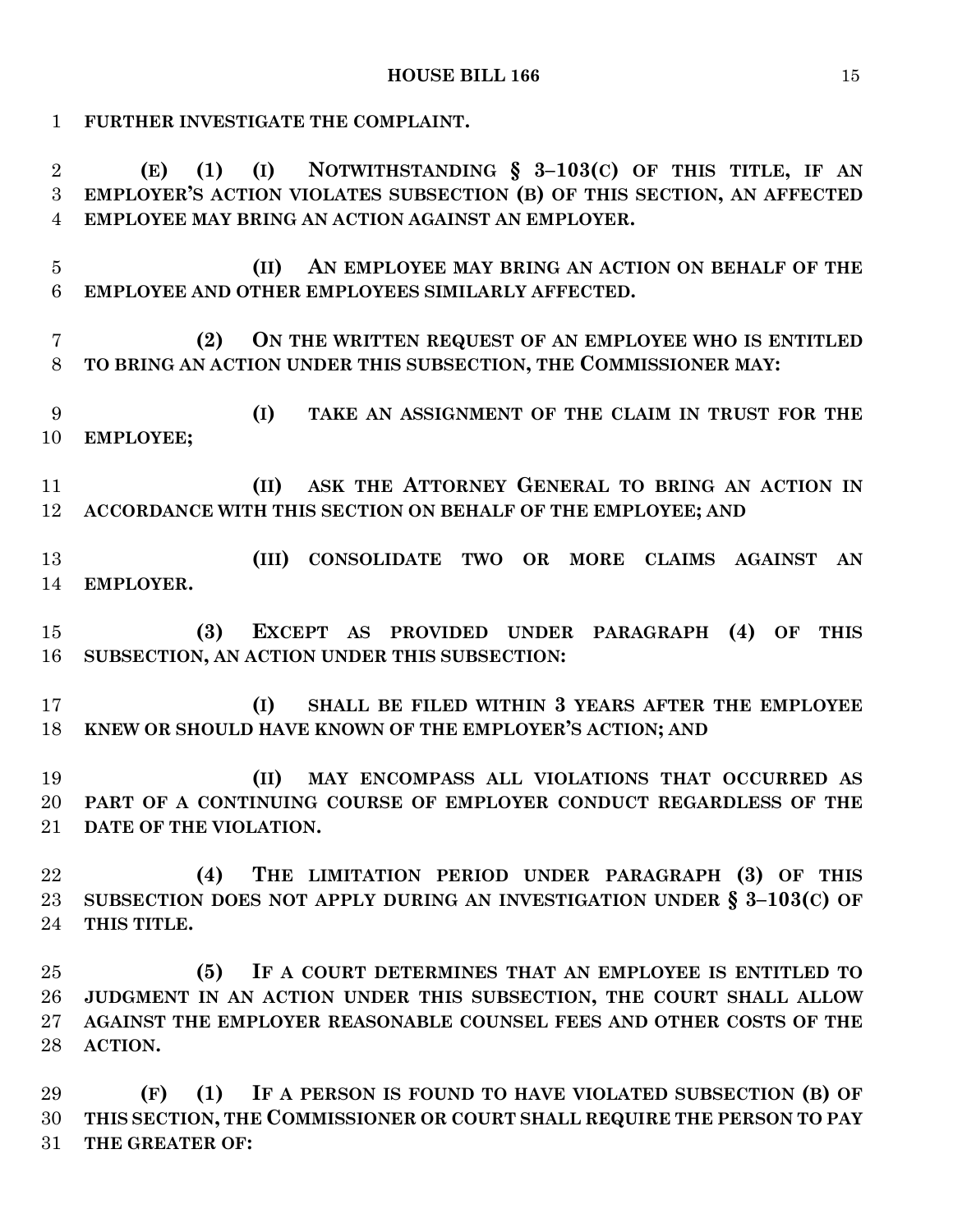**FURTHER INVESTIGATE THE COMPLAINT.**

**(E) (1) (I) NOTWITHSTANDING § 3–103(C) OF THIS TITLE, IF AN EMPLOYER'S ACTION VIOLATES SUBSECTION (B) OF THIS SECTION, AN AFFECTED EMPLOYEE MAY BRING AN ACTION AGAINST AN EMPLOYER.**

**(II) AN EMPLOYEE MAY BRING AN ACTION ON BEHALF OF THE EMPLOYEE AND OTHER EMPLOYEES SIMILARLY AFFECTED.**

**(2) ON THE WRITTEN REQUEST OF AN EMPLOYEE WHO IS ENTITLED TO BRING AN ACTION UNDER THIS SUBSECTION, THE COMMISSIONER MAY:**

**(I) TAKE AN ASSIGNMENT OF THE CLAIM IN TRUST FOR THE EMPLOYEE;**

**(II) ASK THE ATTORNEY GENERAL TO BRING AN ACTION IN ACCORDANCE WITH THIS SECTION ON BEHALF OF THE EMPLOYEE; AND**

**(III) CONSOLIDATE TWO OR MORE CLAIMS AGAINST AN EMPLOYER.**

**(3) EXCEPT AS PROVIDED UNDER PARAGRAPH (4) OF THIS SUBSECTION, AN ACTION UNDER THIS SUBSECTION:**

**(I) SHALL BE FILED WITHIN 3 YEARS AFTER THE EMPLOYEE KNEW OR SHOULD HAVE KNOWN OF THE EMPLOYER'S ACTION; AND**

**(II) MAY ENCOMPASS ALL VIOLATIONS THAT OCCURRED AS PART OF A CONTINUING COURSE OF EMPLOYER CONDUCT REGARDLESS OF THE DATE OF THE VIOLATION.**

**(4) THE LIMITATION PERIOD UNDER PARAGRAPH (3) OF THIS SUBSECTION DOES NOT APPLY DURING AN INVESTIGATION UNDER § 3–103(C) OF THIS TITLE.**

**(5) IF A COURT DETERMINES THAT AN EMPLOYEE IS ENTITLED TO JUDGMENT IN AN ACTION UNDER THIS SUBSECTION, THE COURT SHALL ALLOW AGAINST THE EMPLOYER REASONABLE COUNSEL FEES AND OTHER COSTS OF THE ACTION.**

**(F) (1) IF A PERSON IS FOUND TO HAVE VIOLATED SUBSECTION (B) OF THIS SECTION, THE COMMISSIONER OR COURT SHALL REQUIRE THE PERSON TO PAY THE GREATER OF:**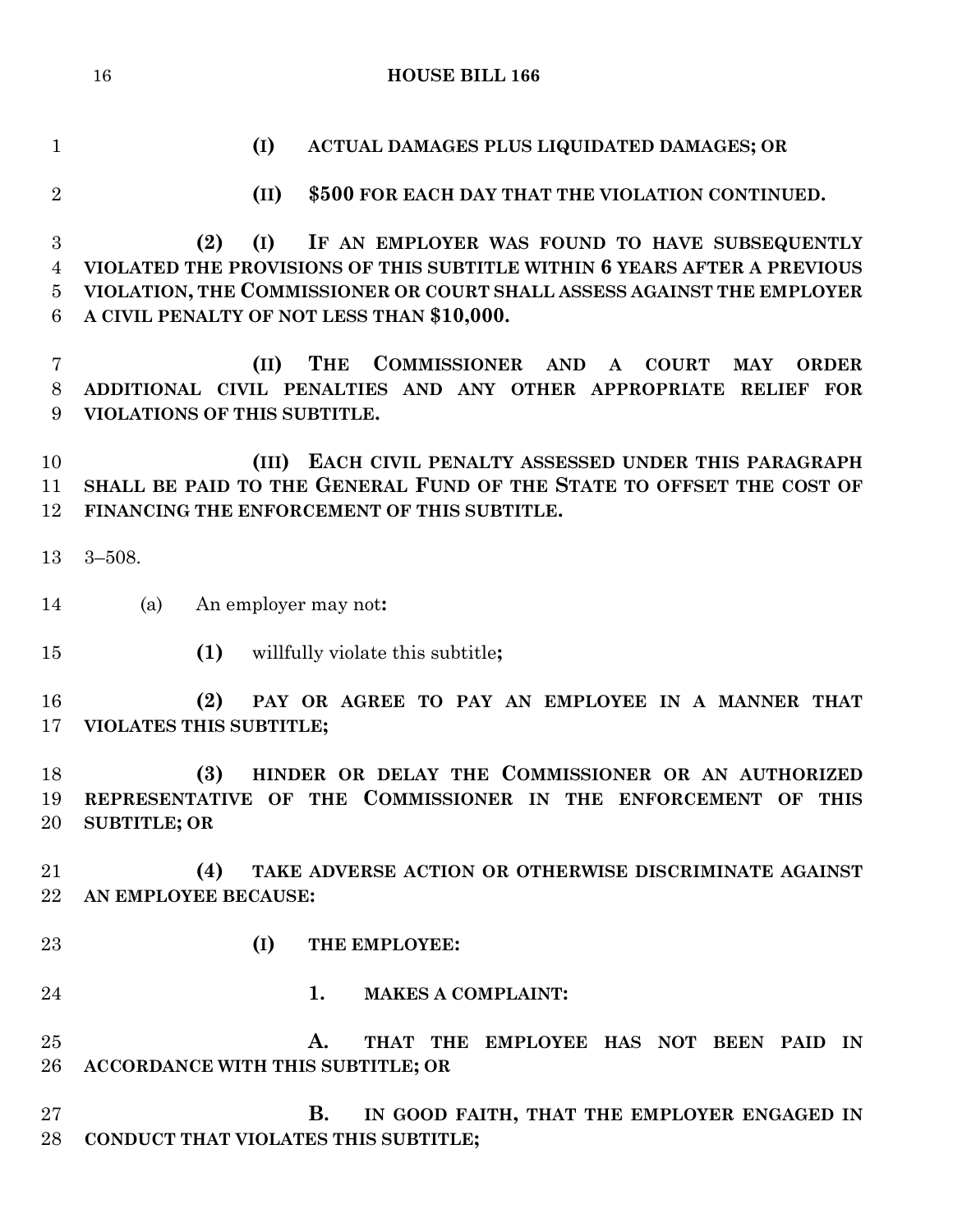(I) ACTUAL DAMAGES PLUS LIQUIDATED DAMAGES; OR

(II) $500 FOR EACH DAY THAT THE VIOLATION CONTINUED.

(2) (I) IF AN EMPLOYER WAS FOUND TO HAVE SUBSEQUENTLY VIOLATED THE PROVISIONS OF THIS SUBTITLE WITHIN 6 YEARS AFTER A PREVIOUS VIOLATION, THE COMMISSIONER OR COURT SHALL ASSESS AGAINST THE EMPLOYER A CIVIL PENALTY OF NOT LESS THAN $10,000.

(II) THE COMMISSIONER AND A COURT MAY ORDER ADDITIONAL CIVIL PENALTIES AND ANY OTHER APPROPRIATE RELIEF FOR VIOLATIONS OF THIS SUBTITLE.

(III) EACH CIVIL PENALTY ASSESSED UNDER THIS PARAGRAPH SHALL BE PAID TO THE GENERAL FUND OF THE STATE TO OFFSET THE COST OF FINANCING THE ENFORCEMENT OF THIS SUBTITLE.

3–508.

(a) An employer may not:

(1) willfully violate this subtitle;

(2) PAY OR AGREE TO PAY AN EMPLOYEE IN A MANNER THAT VIOLATES THIS SUBTITLE;

(3) HINDER OR DELAY THE COMMISSIONER OR AN AUTHORIZED REPRESENTATIVE OF THE COMMISSIONER IN THE ENFORCEMENT OF THIS SUBTITLE; OR

(4) TAKE ADVERSE ACTION OR OTHERWISE DISCRIMINATE AGAINST AN EMPLOYEE BECAUSE:

(I) THE EMPLOYEE:

1. MAKES A COMPLAINT:

A. THAT THE EMPLOYEE HAS NOT BEEN PAID IN ACCORDANCE WITH THIS SUBTITLE; OR

B. IN GOOD FAITH, THAT THE EMPLOYER ENGAGED IN CONDUCT THAT VIOLATES THIS SUBTITLE;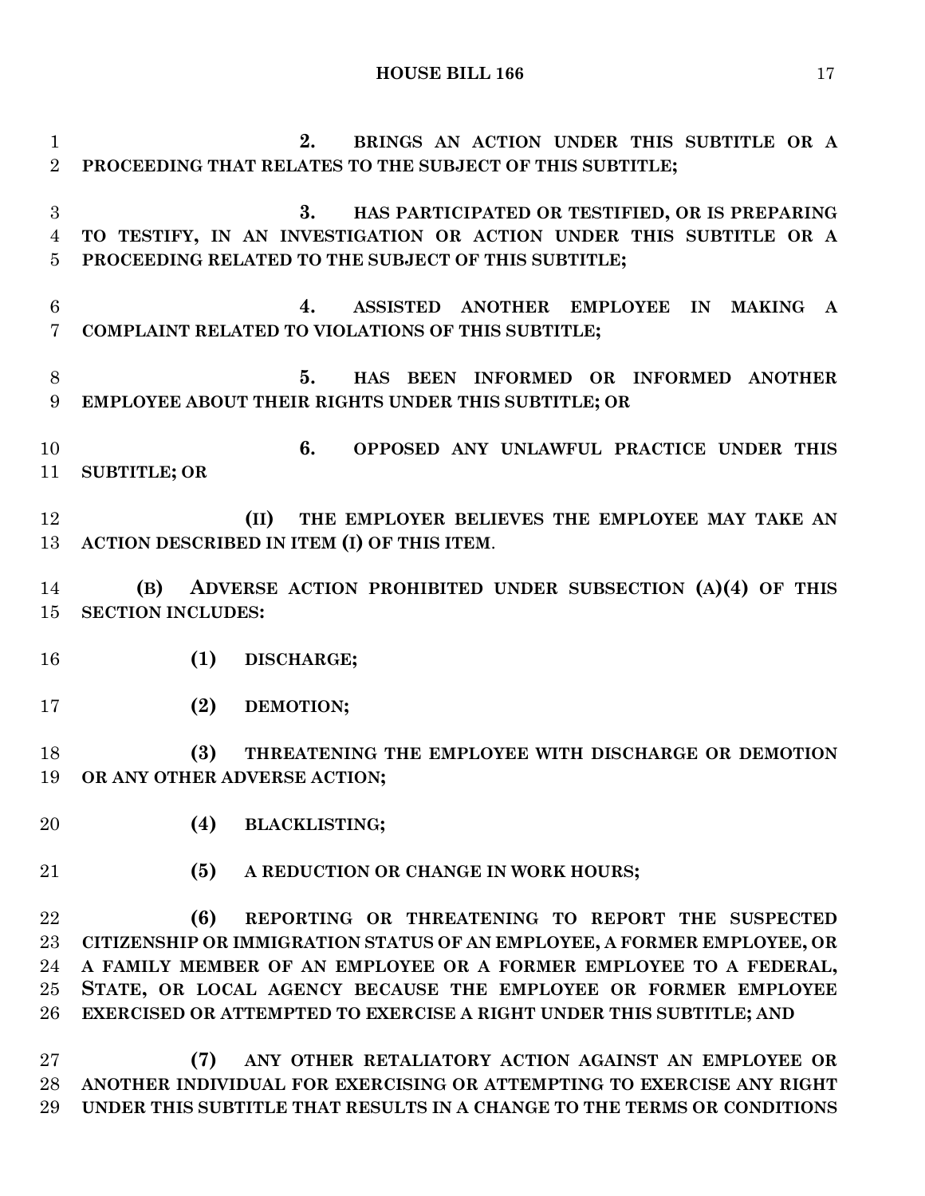**2. BRINGS AN ACTION UNDER THIS SUBTITLE OR A PROCEEDING THAT RELATES TO THE SUBJECT OF THIS SUBTITLE;**

**3. HAS PARTICIPATED OR TESTIFIED, OR IS PREPARING TO TESTIFY, IN AN INVESTIGATION OR ACTION UNDER THIS SUBTITLE OR A PROCEEDING RELATED TO THE SUBJECT OF THIS SUBTITLE;**

**4. ASSISTED ANOTHER EMPLOYEE IN MAKING A COMPLAINT RELATED TO VIOLATIONS OF THIS SUBTITLE;**

**5. HAS BEEN INFORMED OR INFORMED ANOTHER EMPLOYEE ABOUT THEIR RIGHTS UNDER THIS SUBTITLE; OR**

**6. OPPOSED ANY UNLAWFUL PRACTICE UNDER THIS SUBTITLE; OR**

**(II) THE EMPLOYER BELIEVES THE EMPLOYEE MAY TAKE AN ACTION DESCRIBED IN ITEM (I) OF THIS ITEM.**

**(B) ADVERSE ACTION PROHIBITED UNDER SUBSECTION (A)(4) OF THIS SECTION INCLUDES:**

**(1) DISCHARGE;**

**(2) DEMOTION;**

**(3) THREATENING THE EMPLOYEE WITH DISCHARGE OR DEMOTION OR ANY OTHER ADVERSE ACTION;**

**(4) BLACKLISTING;**

**(5) A REDUCTION OR CHANGE IN WORK HOURS;**

**(6) REPORTING OR THREATENING TO REPORT THE SUSPECTED CITIZENSHIP OR IMMIGRATION STATUS OF AN EMPLOYEE, A FORMER EMPLOYEE, OR A FAMILY MEMBER OF AN EMPLOYEE OR A FORMER EMPLOYEE TO A FEDERAL, STATE, OR LOCAL AGENCY BECAUSE THE EMPLOYEE OR FORMER EMPLOYEE EXERCISED OR ATTEMPTED TO EXERCISE A RIGHT UNDER THIS SUBTITLE; AND**

**(7) ANY OTHER RETALIATORY ACTION AGAINST AN EMPLOYEE OR ANOTHER INDIVIDUAL FOR EXERCISING OR ATTEMPTING TO EXERCISE ANY RIGHT UNDER THIS SUBTITLE THAT RESULTS IN A CHANGE TO THE TERMS OR CONDITIONS**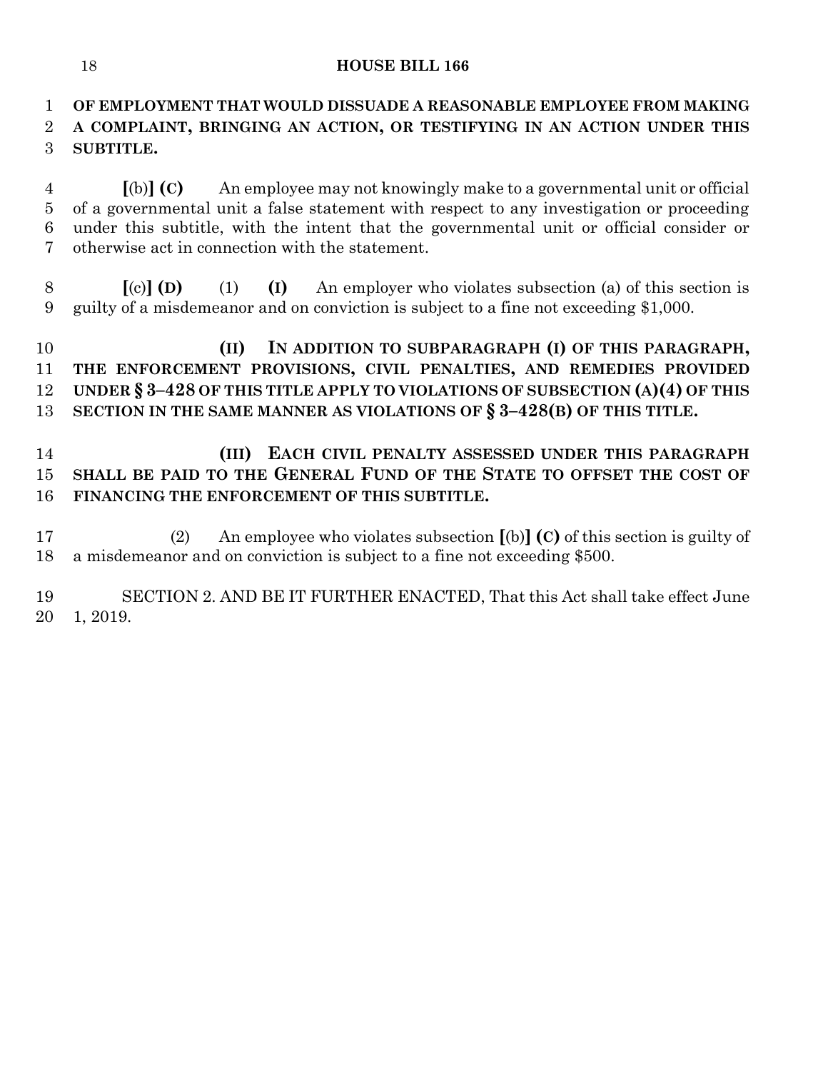**OF EMPLOYMENT THAT WOULD DISSUADE A REASONABLE EMPLOYEE FROM MAKING A COMPLAINT, BRINGING AN ACTION, OR TESTIFYING IN AN ACTION UNDER THIS SUBTITLE.**

**[**(b)**] (C)** An employee may not knowingly make to a governmental unit or official of a governmental unit a false statement with respect to any investigation or proceeding under this subtitle, with the intent that the governmental unit or official consider or otherwise act in connection with the statement.

**[**(c)**] (D)** (1) **(I)** An employer who violates subsection (a) of this section is guilty of a misdemeanor and on conviction is subject to a fine not exceeding $1,000.

**(II) IN ADDITION TO SUBPARAGRAPH (I) OF THIS PARAGRAPH, THE ENFORCEMENT PROVISIONS, CIVIL PENALTIES, AND REMEDIES PROVIDED UNDER § 3–428 OF THIS TITLE APPLY TO VIOLATIONS OF SUBSECTION (A)(4) OF THIS SECTION IN THE SAME MANNER AS VIOLATIONS OF § 3–428(B) OF THIS TITLE.**

**(III) EACH CIVIL PENALTY ASSESSED UNDER THIS PARAGRAPH SHALL BE PAID TO THE GENERAL FUND OF THE STATE TO OFFSET THE COST OF FINANCING THE ENFORCEMENT OF THIS SUBTITLE.**

(2) An employee who violates subsection **[**(b)**] (C)** of this section is guilty of a misdemeanor and on conviction is subject to a fine not exceeding $500.

SECTION 2. AND BE IT FURTHER ENACTED, That this Act shall take effect June 1, 2019.